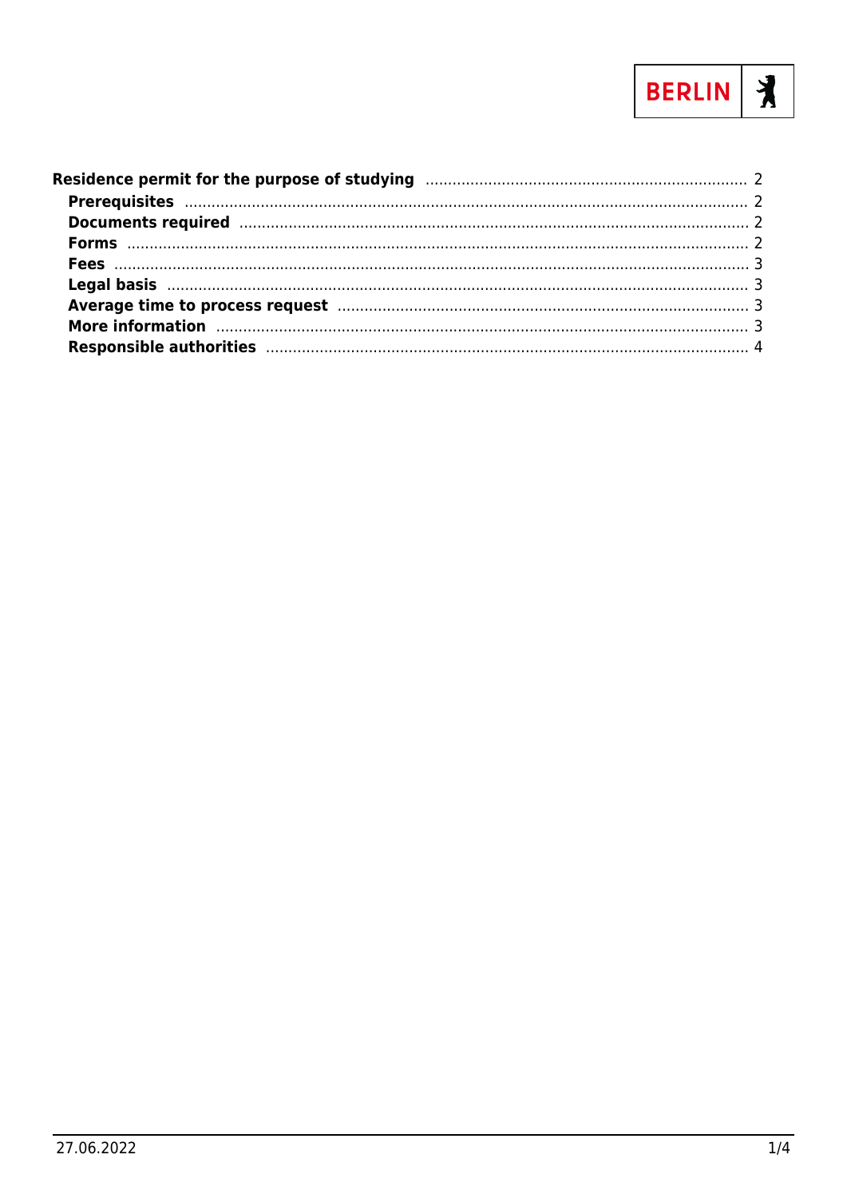**Residence permit for the purpose of studying** .................... 2

- **Prerequisites** .................... 2
- **Documents required** .................... 2
- **Forms** .................... 2
- **Fees** .................... 3
- **Legal basis** .................... 3
- **Average time to process request** .................... 3
- **More information** .................... 3
- **Responsible authorities** .................... 4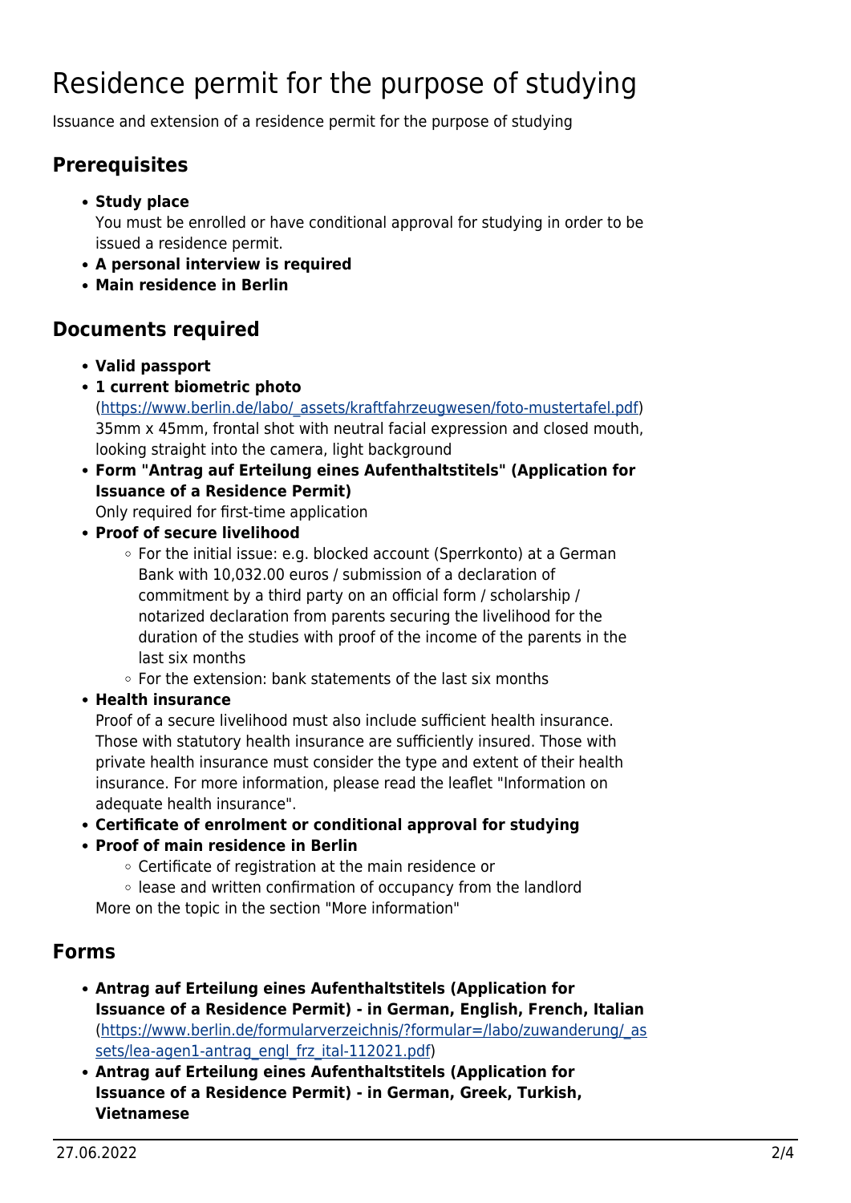# Residence permit for the purpose of studying

Issuance and extension of a residence permit for the purpose of studying

## Prerequisites

- **Study place**
  You must be enrolled or have conditional approval for studying in order to be issued a residence permit.
- **A personal interview is required**
- **Main residence in Berlin**

## Documents required

- **Valid passport**
- **1 current biometric photo**
  (https://www.berlin.de/labo/_assets/kraftfahrzeugwesen/foto-mustertafel.pdf)
  35mm x 45mm, frontal shot with neutral facial expression and closed mouth, looking straight into the camera, light background
- **Form "Antrag auf Erteilung eines Aufenthaltstitels" (Application for Issuance of a Residence Permit)**
  Only required for first-time application
- **Proof of secure livelihood**
  - For the initial issue: e.g. blocked account (Sperrkonto) at a German Bank with 10,032.00 euros / submission of a declaration of commitment by a third party on an official form / scholarship / notarized declaration from parents securing the livelihood for the duration of the studies with proof of the income of the parents in the last six months
  - For the extension: bank statements of the last six months
- **Health insurance**
  Proof of a secure livelihood must also include sufficient health insurance. Those with statutory health insurance are sufficiently insured. Those with private health insurance must consider the type and extent of their health insurance. For more information, please read the leaflet "Information on adequate health insurance".
- **Certificate of enrolment or conditional approval for studying**
- **Proof of main residence in Berlin**
  - Certificate of registration at the main residence or
  - lease and written confirmation of occupancy from the landlord

  More on the topic in the section "More information"

## Forms

- **Antrag auf Erteilung eines Aufenthaltstitels (Application for Issuance of a Residence Permit) - in German, English, French, Italian**
  (https://www.berlin.de/formularverzeichnis/?formular=/labo/zuwanderung/_assets/lea-agen1-antrag_engl_frz_ital-112021.pdf)
- **Antrag auf Erteilung eines Aufenthaltstitels (Application for Issuance of a Residence Permit) - in German, Greek, Turkish, Vietnamese**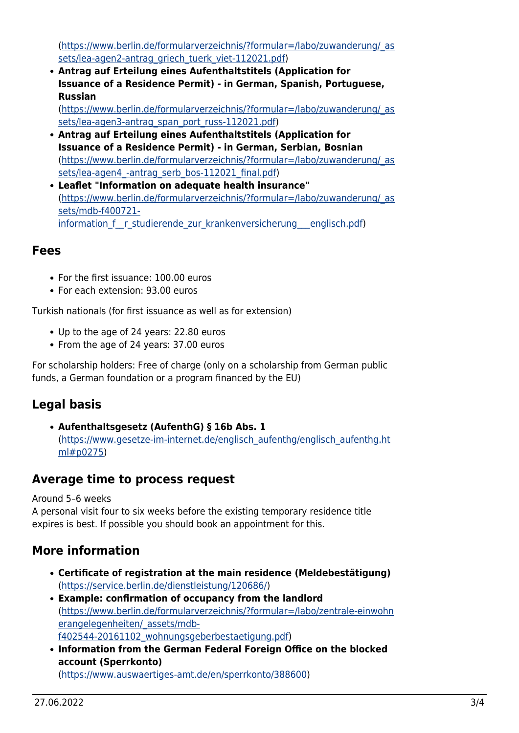(https://www.berlin.de/formularverzeichnis/?formular=/labo/zuwanderung/_assets/lea-agen2-antrag_griech_tuerk_viet-112021.pdf)

- **Antrag auf Erteilung eines Aufenthaltstitels (Application for Issuance of a Residence Permit) - in German, Spanish, Portuguese, Russian** (https://www.berlin.de/formularverzeichnis/?formular=/labo/zuwanderung/_assets/lea-agen3-antrag_span_port_russ-112021.pdf)
- **Antrag auf Erteilung eines Aufenthaltstitels (Application for Issuance of a Residence Permit) - in German, Serbian, Bosnian** (https://www.berlin.de/formularverzeichnis/?formular=/labo/zuwanderung/_assets/lea-agen4_-antrag_serb_bos-112021_final.pdf)
- **Leaflet "Information on adequate health insurance"** (https://www.berlin.de/formularverzeichnis/?formular=/labo/zuwanderung/_assets/mdb-f400721-information_f__r_studierende_zur_krankenversicherung___englisch.pdf)

## Fees

- For the first issuance: 100.00 euros
- For each extension: 93.00 euros

Turkish nationals (for first issuance as well as for extension)

- Up to the age of 24 years: 22.80 euros
- From the age of 24 years: 37.00 euros

For scholarship holders: Free of charge (only on a scholarship from German public funds, a German foundation or a program financed by the EU)

## Legal basis

- **Aufenthaltsgesetz (AufenthG) § 16b Abs. 1** (https://www.gesetze-im-internet.de/englisch_aufenthg/englisch_aufenthg.html#p0275)

## Average time to process request

Around 5–6 weeks
A personal visit four to six weeks before the existing temporary residence title expires is best. If possible you should book an appointment for this.

## More information

- **Certificate of registration at the main residence (Meldebestätigung)** (https://service.berlin.de/dienstleistung/120686/)
- **Example: confirmation of occupancy from the landlord** (https://www.berlin.de/formularverzeichnis/?formular=/labo/zentrale-einwohnerangelegenheiten/_assets/mdb-f402544-20161102_wohnungsgeberbestaetigung.pdf)
- **Information from the German Federal Foreign Office on the blocked account (Sperrkonto)** (https://www.auswaertiges-amt.de/en/sperrkonto/388600)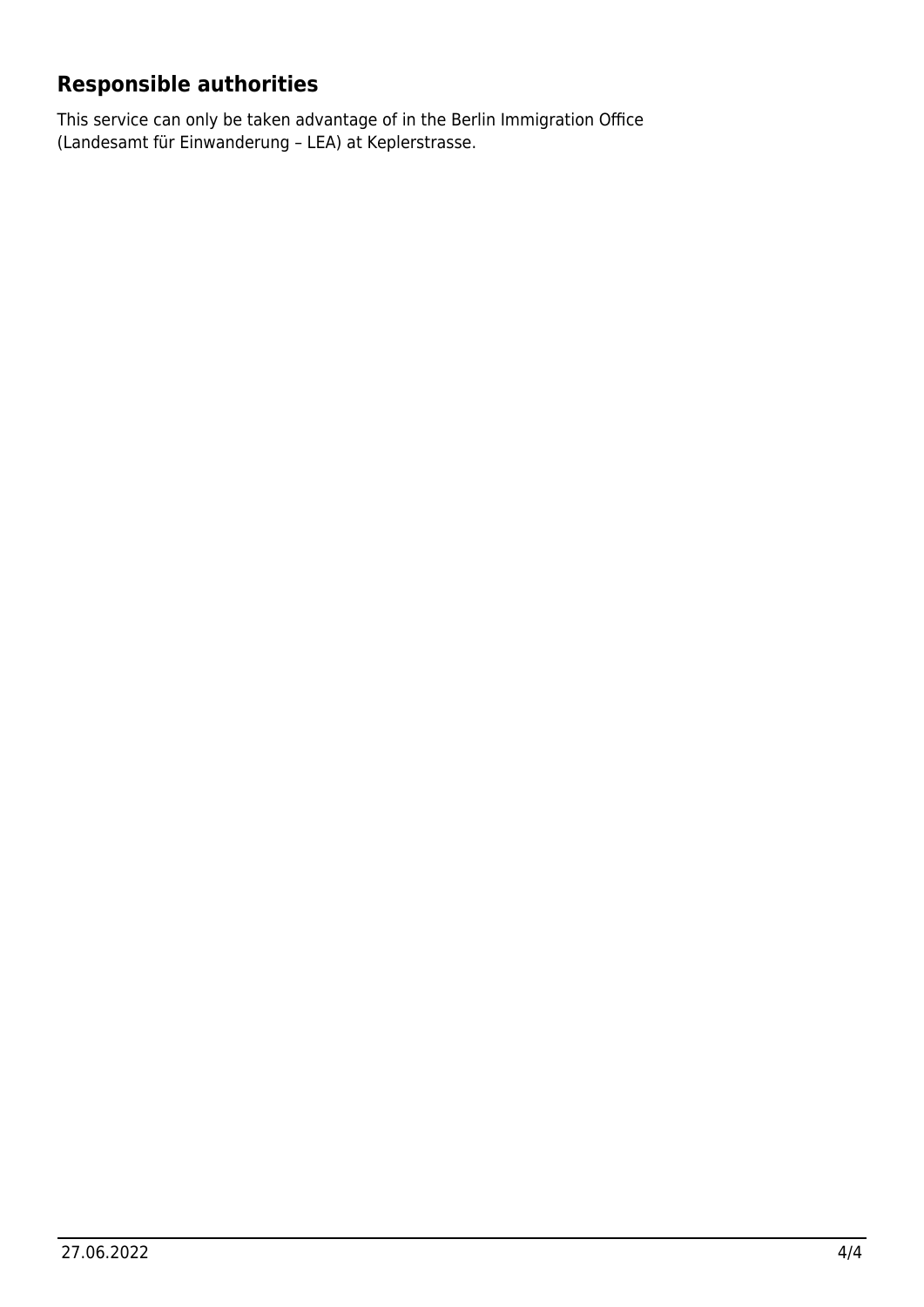## Responsible authorities

This service can only be taken advantage of in the Berlin Immigration Office (Landesamt für Einwanderung – LEA) at Keplerstrasse.